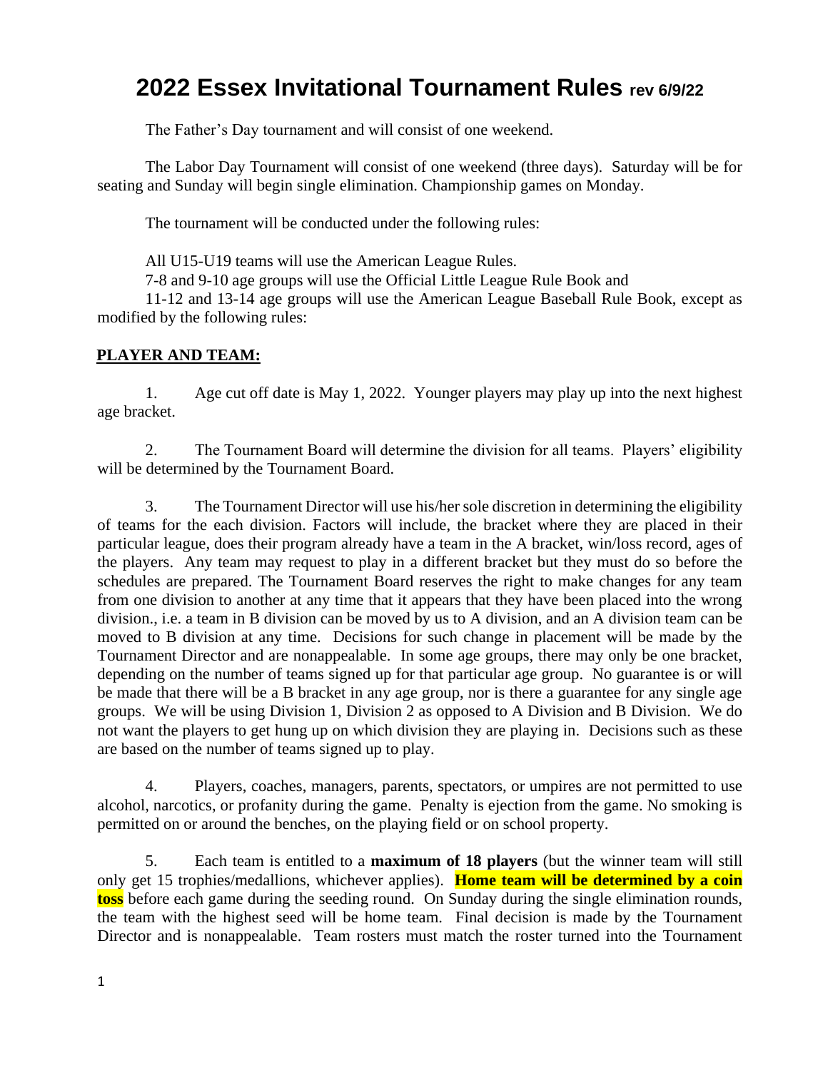# 2022 Essex Invitational Tournament Rules rev 6/9/22

The Father's Day tournament and will consist of one weekend.

The Labor Day Tournament will consist of one weekend (three days). Saturday will be for seating and Sunday will begin single elimination. Championship games on Monday.

The tournament will be conducted under the following rules:

All U15-U19 teams will use the American League Rules.
7-8 and 9-10 age groups will use the Official Little League Rule Book and
11-12 and 13-14 age groups will use the American League Baseball Rule Book, except as modified by the following rules:

## PLAYER AND TEAM:

1. Age cut off date is May 1, 2022. Younger players may play up into the next highest age bracket.

2. The Tournament Board will determine the division for all teams. Players' eligibility will be determined by the Tournament Board.

3. The Tournament Director will use his/her sole discretion in determining the eligibility of teams for the each division. Factors will include, the bracket where they are placed in their particular league, does their program already have a team in the A bracket, win/loss record, ages of the players. Any team may request to play in a different bracket but they must do so before the schedules are prepared. The Tournament Board reserves the right to make changes for any team from one division to another at any time that it appears that they have been placed into the wrong division., i.e. a team in B division can be moved by us to A division, and an A division team can be moved to B division at any time. Decisions for such change in placement will be made by the Tournament Director and are nonappealable. In some age groups, there may only be one bracket, depending on the number of teams signed up for that particular age group. No guarantee is or will be made that there will be a B bracket in any age group, nor is there a guarantee for any single age groups. We will be using Division 1, Division 2 as opposed to A Division and B Division. We do not want the players to get hung up on which division they are playing in. Decisions such as these are based on the number of teams signed up to play.

4. Players, coaches, managers, parents, spectators, or umpires are not permitted to use alcohol, narcotics, or profanity during the game. Penalty is ejection from the game. No smoking is permitted on or around the benches, on the playing field or on school property.

5. Each team is entitled to a **maximum of 18 players** (but the winner team will still only get 15 trophies/medallions, whichever applies). **Home team will be determined by a coin toss** before each game during the seeding round. On Sunday during the single elimination rounds, the team with the highest seed will be home team. Final decision is made by the Tournament Director and is nonappealable. Team rosters must match the roster turned into the Tournament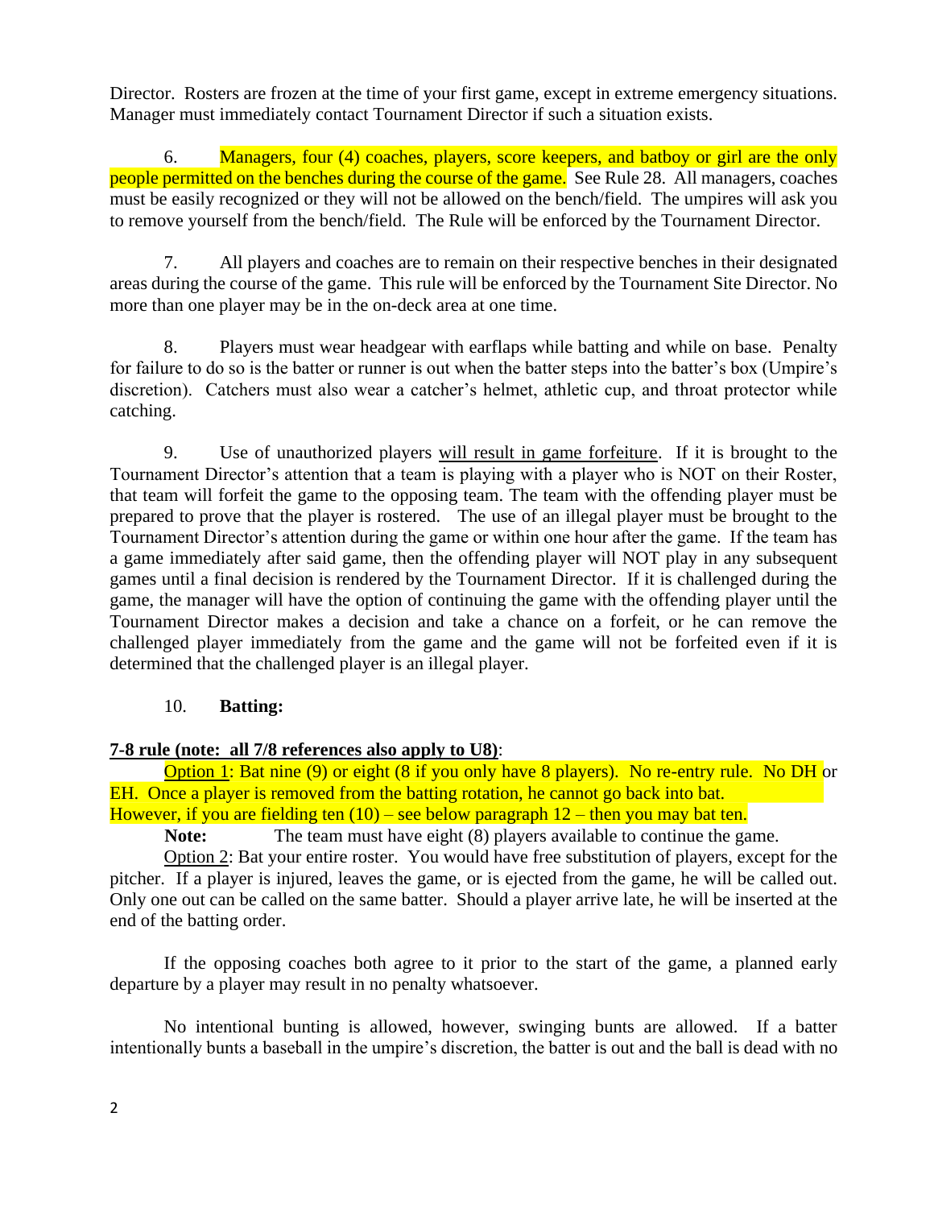Director. Rosters are frozen at the time of your first game, except in extreme emergency situations. Manager must immediately contact Tournament Director if such a situation exists.

6. Managers, four (4) coaches, players, score keepers, and batboy or girl are the only people permitted on the benches during the course of the game. See Rule 28. All managers, coaches must be easily recognized or they will not be allowed on the bench/field. The umpires will ask you to remove yourself from the bench/field. The Rule will be enforced by the Tournament Director.

7. All players and coaches are to remain on their respective benches in their designated areas during the course of the game. This rule will be enforced by the Tournament Site Director. No more than one player may be in the on-deck area at one time.

8. Players must wear headgear with earflaps while batting and while on base. Penalty for failure to do so is the batter or runner is out when the batter steps into the batter's box (Umpire's discretion). Catchers must also wear a catcher's helmet, athletic cup, and throat protector while catching.

9. Use of unauthorized players <u>will result in game forfeiture</u>. If it is brought to the Tournament Director's attention that a team is playing with a player who is NOT on their Roster, that team will forfeit the game to the opposing team. The team with the offending player must be prepared to prove that the player is rostered. The use of an illegal player must be brought to the Tournament Director's attention during the game or within one hour after the game. If the team has a game immediately after said game, then the offending player will NOT play in any subsequent games until a final decision is rendered by the Tournament Director. If it is challenged during the game, the manager will have the option of continuing the game with the offending player until the Tournament Director makes a decision and take a chance on a forfeit, or he can remove the challenged player immediately from the game and the game will not be forfeited even if it is determined that the challenged player is an illegal player.

10. **Batting:**

**<u>7-8 rule (note: all 7/8 references also apply to U8)</u>**:

<u>Option 1</u>: Bat nine (9) or eight (8 if you only have 8 players). No re-entry rule. No DH or EH. Once a player is removed from the batting rotation, he cannot go back into bat. However, if you are fielding ten (10) – see below paragraph 12 – then you may bat ten.

**Note:** The team must have eight (8) players available to continue the game.

<u>Option 2</u>: Bat your entire roster. You would have free substitution of players, except for the pitcher. If a player is injured, leaves the game, or is ejected from the game, he will be called out. Only one out can be called on the same batter. Should a player arrive late, he will be inserted at the end of the batting order.

If the opposing coaches both agree to it prior to the start of the game, a planned early departure by a player may result in no penalty whatsoever.

No intentional bunting is allowed, however, swinging bunts are allowed. If a batter intentionally bunts a baseball in the umpire's discretion, the batter is out and the ball is dead with no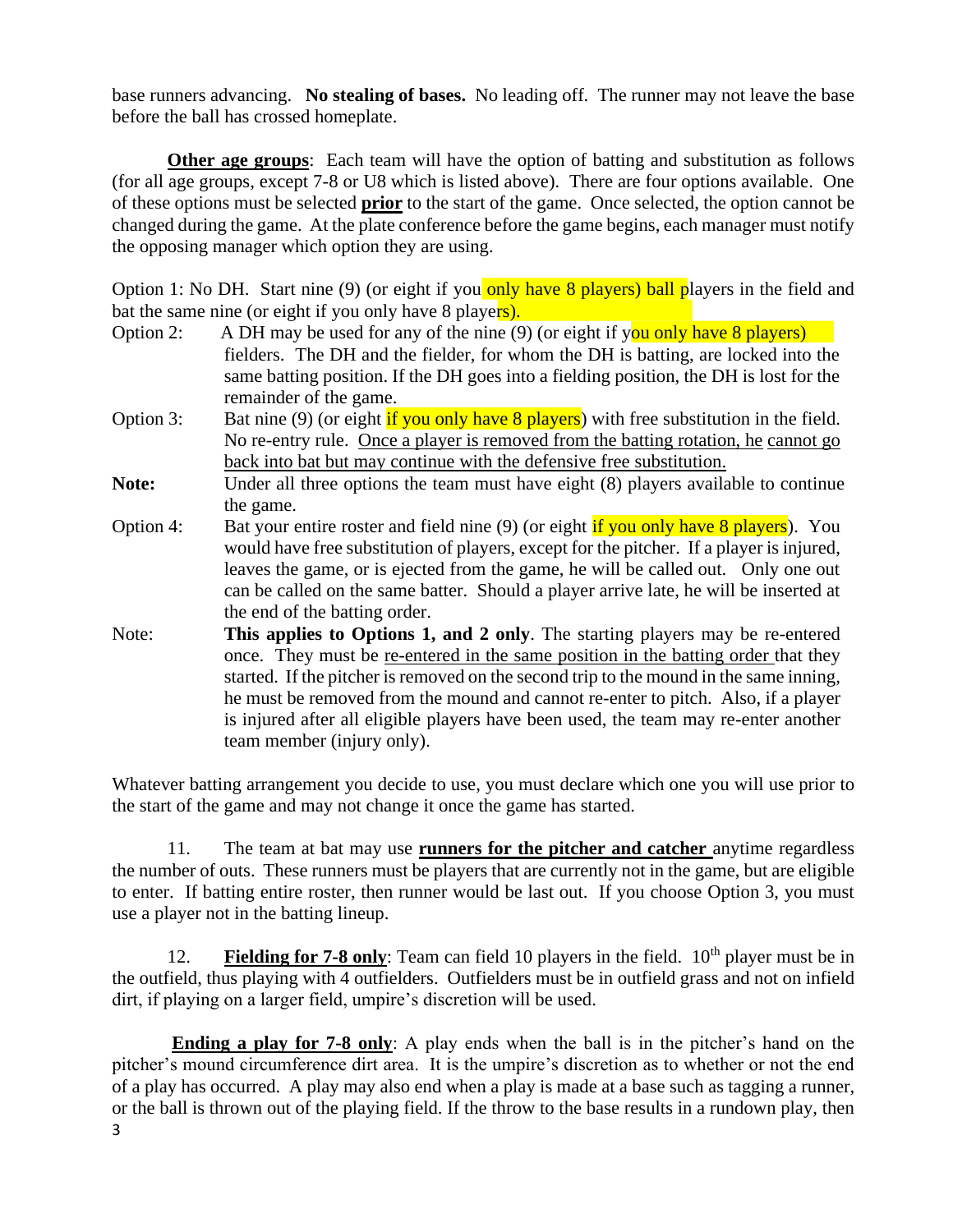base runners advancing. **No stealing of bases.** No leading off. The runner may not leave the base before the ball has crossed homeplate.

**Other age groups**: Each team will have the option of batting and substitution as follows (for all age groups, except 7-8 or U8 which is listed above). There are four options available. One of these options must be selected **prior** to the start of the game. Once selected, the option cannot be changed during the game. At the plate conference before the game begins, each manager must notify the opposing manager which option they are using.

Option 1: No DH. Start nine (9) (or eight if you only have 8 players) ball players in the field and bat the same nine (or eight if you only have 8 players).

Option 2: A DH may be used for any of the nine (9) (or eight if you only have 8 players) fielders. The DH and the fielder, for whom the DH is batting, are locked into the same batting position. If the DH goes into a fielding position, the DH is lost for the remainder of the game.

Option 3: Bat nine (9) (or eight if you only have 8 players) with free substitution in the field. No re-entry rule. Once a player is removed from the batting rotation, he cannot go back into bat but may continue with the defensive free substitution.

**Note:** Under all three options the team must have eight (8) players available to continue the game.

Option 4: Bat your entire roster and field nine (9) (or eight if you only have 8 players). You would have free substitution of players, except for the pitcher. If a player is injured, leaves the game, or is ejected from the game, he will be called out. Only one out can be called on the same batter. Should a player arrive late, he will be inserted at the end of the batting order.

Note: **This applies to Options 1, and 2 only**. The starting players may be re-entered once. They must be re-entered in the same position in the batting order that they started. If the pitcher is removed on the second trip to the mound in the same inning, he must be removed from the mound and cannot re-enter to pitch. Also, if a player is injured after all eligible players have been used, the team may re-enter another team member (injury only).

Whatever batting arrangement you decide to use, you must declare which one you will use prior to the start of the game and may not change it once the game has started.

11. The team at bat may use **runners for the pitcher and catcher** anytime regardless the number of outs. These runners must be players that are currently not in the game, but are eligible to enter. If batting entire roster, then runner would be last out. If you choose Option 3, you must use a player not in the batting lineup.

12. **Fielding for 7-8 only**: Team can field 10 players in the field. 10th player must be in the outfield, thus playing with 4 outfielders. Outfielders must be in outfield grass and not on infield dirt, if playing on a larger field, umpire's discretion will be used.

**Ending a play for 7-8 only**: A play ends when the ball is in the pitcher's hand on the pitcher's mound circumference dirt area. It is the umpire's discretion as to whether or not the end of a play has occurred. A play may also end when a play is made at a base such as tagging a runner, or the ball is thrown out of the playing field. If the throw to the base results in a rundown play, then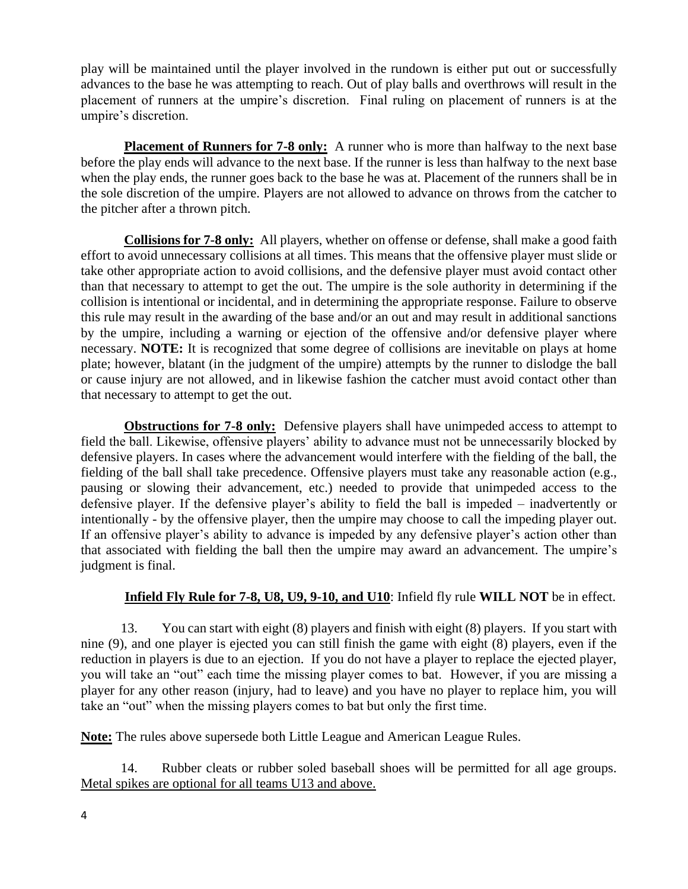play will be maintained until the player involved in the rundown is either put out or successfully advances to the base he was attempting to reach. Out of play balls and overthrows will result in the placement of runners at the umpire's discretion. Final ruling on placement of runners is at the umpire's discretion.

**Placement of Runners for 7-8 only:** A runner who is more than halfway to the next base before the play ends will advance to the next base. If the runner is less than halfway to the next base when the play ends, the runner goes back to the base he was at. Placement of the runners shall be in the sole discretion of the umpire. Players are not allowed to advance on throws from the catcher to the pitcher after a thrown pitch.

**Collisions for 7-8 only:** All players, whether on offense or defense, shall make a good faith effort to avoid unnecessary collisions at all times. This means that the offensive player must slide or take other appropriate action to avoid collisions, and the defensive player must avoid contact other than that necessary to attempt to get the out. The umpire is the sole authority in determining if the collision is intentional or incidental, and in determining the appropriate response. Failure to observe this rule may result in the awarding of the base and/or an out and may result in additional sanctions by the umpire, including a warning or ejection of the offensive and/or defensive player where necessary. **NOTE:** It is recognized that some degree of collisions are inevitable on plays at home plate; however, blatant (in the judgment of the umpire) attempts by the runner to dislodge the ball or cause injury are not allowed, and in likewise fashion the catcher must avoid contact other than that necessary to attempt to get the out.

**Obstructions for 7-8 only:** Defensive players shall have unimpeded access to attempt to field the ball. Likewise, offensive players' ability to advance must not be unnecessarily blocked by defensive players. In cases where the advancement would interfere with the fielding of the ball, the fielding of the ball shall take precedence. Offensive players must take any reasonable action (e.g., pausing or slowing their advancement, etc.) needed to provide that unimpeded access to the defensive player. If the defensive player's ability to field the ball is impeded – inadvertently or intentionally - by the offensive player, then the umpire may choose to call the impeding player out. If an offensive player's ability to advance is impeded by any defensive player's action other than that associated with fielding the ball then the umpire may award an advancement. The umpire's judgment is final.

**Infield Fly Rule for 7-8, U8, U9, 9-10, and U10**: Infield fly rule **WILL NOT** be in effect.

13. You can start with eight (8) players and finish with eight (8) players. If you start with nine (9), and one player is ejected you can still finish the game with eight (8) players, even if the reduction in players is due to an ejection. If you do not have a player to replace the ejected player, you will take an "out" each time the missing player comes to bat. However, if you are missing a player for any other reason (injury, had to leave) and you have no player to replace him, you will take an "out" when the missing players comes to bat but only the first time.

**Note:** The rules above supersede both Little League and American League Rules.

14. Rubber cleats or rubber soled baseball shoes will be permitted for all age groups. Metal spikes are optional for all teams U13 and above.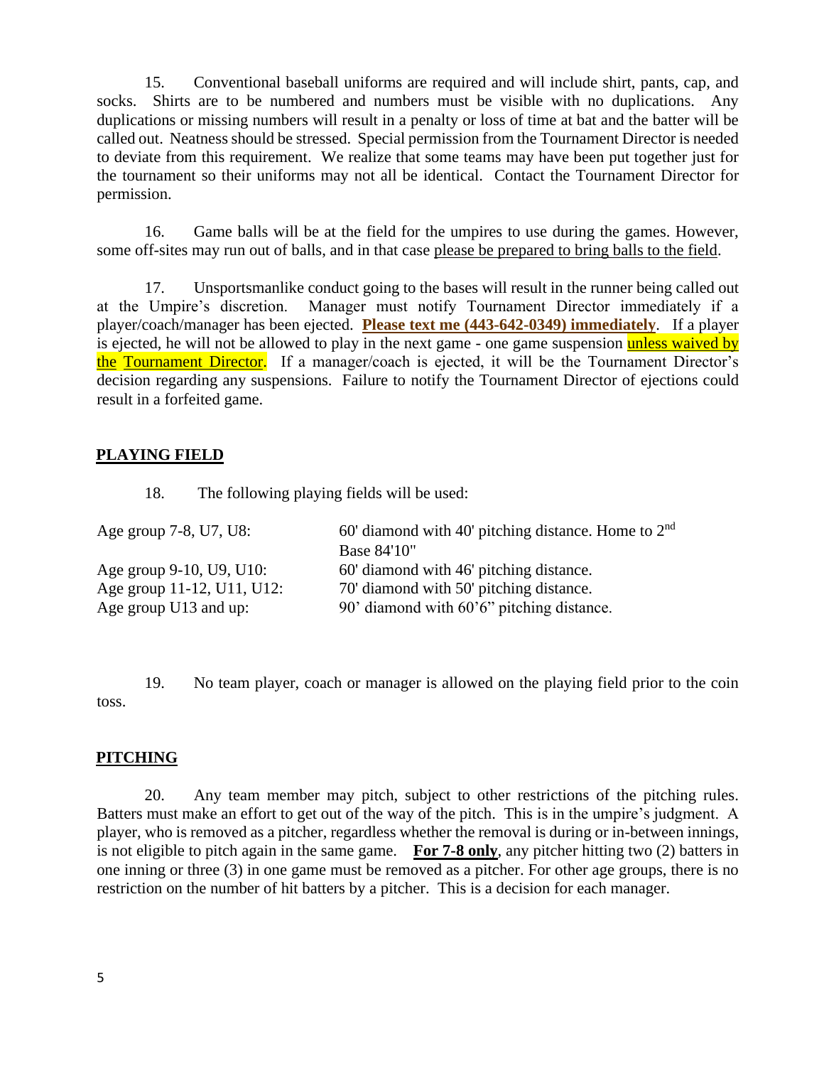15. Conventional baseball uniforms are required and will include shirt, pants, cap, and socks. Shirts are to be numbered and numbers must be visible with no duplications. Any duplications or missing numbers will result in a penalty or loss of time at bat and the batter will be called out. Neatness should be stressed. Special permission from the Tournament Director is needed to deviate from this requirement. We realize that some teams may have been put together just for the tournament so their uniforms may not all be identical. Contact the Tournament Director for permission.

16. Game balls will be at the field for the umpires to use during the games. However, some off-sites may run out of balls, and in that case please be prepared to bring balls to the field.

17. Unsportsmanlike conduct going to the bases will result in the runner being called out at the Umpire's discretion. Manager must notify Tournament Director immediately if a player/coach/manager has been ejected. **Please text me (443-642-0349) immediately**. If a player is ejected, he will not be allowed to play in the next game - one game suspension unless waived by the Tournament Director. If a manager/coach is ejected, it will be the Tournament Director's decision regarding any suspensions. Failure to notify the Tournament Director of ejections could result in a forfeited game.

## PLAYING FIELD

18. The following playing fields will be used:

| | |
|---|---|
| Age group 7-8, U7, U8: | 60' diamond with 40' pitching distance. Home to 2nd Base 84'10" |
| Age group 9-10, U9, U10: | 60' diamond with 46' pitching distance. |
| Age group 11-12, U11, U12: | 70' diamond with 50' pitching distance. |
| Age group U13 and up: | 90' diamond with 60'6" pitching distance. |

19. No team player, coach or manager is allowed on the playing field prior to the coin toss.

## PITCHING

20. Any team member may pitch, subject to other restrictions of the pitching rules. Batters must make an effort to get out of the way of the pitch. This is in the umpire's judgment. A player, who is removed as a pitcher, regardless whether the removal is during or in-between innings, is not eligible to pitch again in the same game. **For 7-8 only**, any pitcher hitting two (2) batters in one inning or three (3) in one game must be removed as a pitcher. For other age groups, there is no restriction on the number of hit batters by a pitcher. This is a decision for each manager.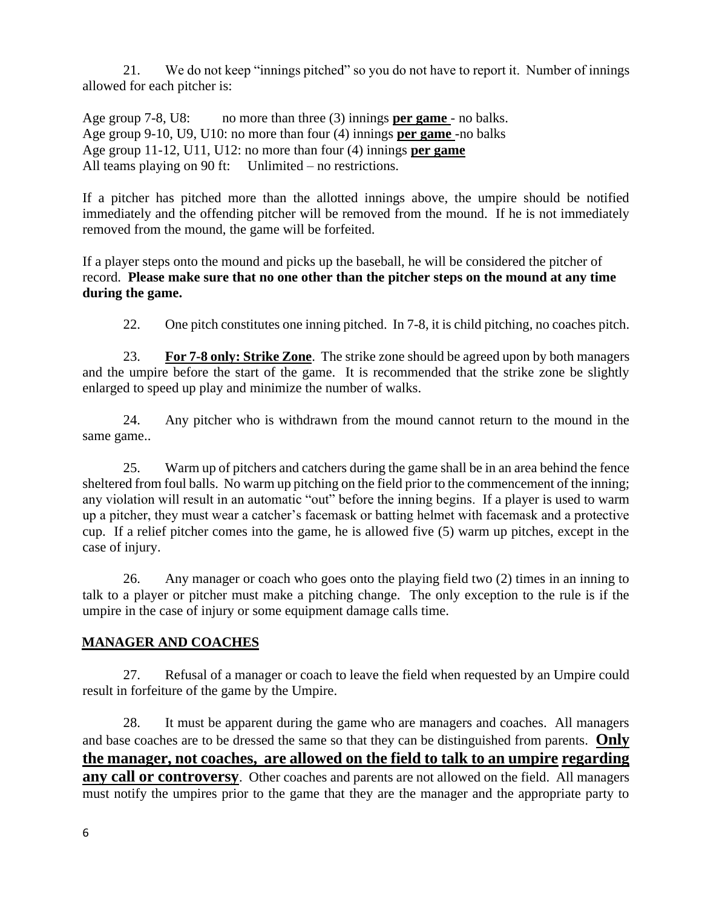21. We do not keep "innings pitched" so you do not have to report it. Number of innings allowed for each pitcher is:

Age group 7-8, U8: no more than three (3) innings **per game** - no balks.
Age group 9-10, U9, U10: no more than four (4) innings **per game** -no balks
Age group 11-12, U11, U12: no more than four (4) innings **per game**
All teams playing on 90 ft: Unlimited – no restrictions.

If a pitcher has pitched more than the allotted innings above, the umpire should be notified immediately and the offending pitcher will be removed from the mound. If he is not immediately removed from the mound, the game will be forfeited.

If a player steps onto the mound and picks up the baseball, he will be considered the pitcher of record. **Please make sure that no one other than the pitcher steps on the mound at any time during the game.**

22. One pitch constitutes one inning pitched. In 7-8, it is child pitching, no coaches pitch.

23. **For 7-8 only: Strike Zone**. The strike zone should be agreed upon by both managers and the umpire before the start of the game. It is recommended that the strike zone be slightly enlarged to speed up play and minimize the number of walks.

24. Any pitcher who is withdrawn from the mound cannot return to the mound in the same game..

25. Warm up of pitchers and catchers during the game shall be in an area behind the fence sheltered from foul balls. No warm up pitching on the field prior to the commencement of the inning; any violation will result in an automatic "out" before the inning begins. If a player is used to warm up a pitcher, they must wear a catcher's facemask or batting helmet with facemask and a protective cup. If a relief pitcher comes into the game, he is allowed five (5) warm up pitches, except in the case of injury.

26. Any manager or coach who goes onto the playing field two (2) times in an inning to talk to a player or pitcher must make a pitching change. The only exception to the rule is if the umpire in the case of injury or some equipment damage calls time.

## MANAGER AND COACHES

27. Refusal of a manager or coach to leave the field when requested by an Umpire could result in forfeiture of the game by the Umpire.

28. It must be apparent during the game who are managers and coaches. All managers and base coaches are to be dressed the same so that they can be distinguished from parents. **Only the manager, not coaches, are allowed on the field to talk to an umpire regarding any call or controversy**. Other coaches and parents are not allowed on the field. All managers must notify the umpires prior to the game that they are the manager and the appropriate party to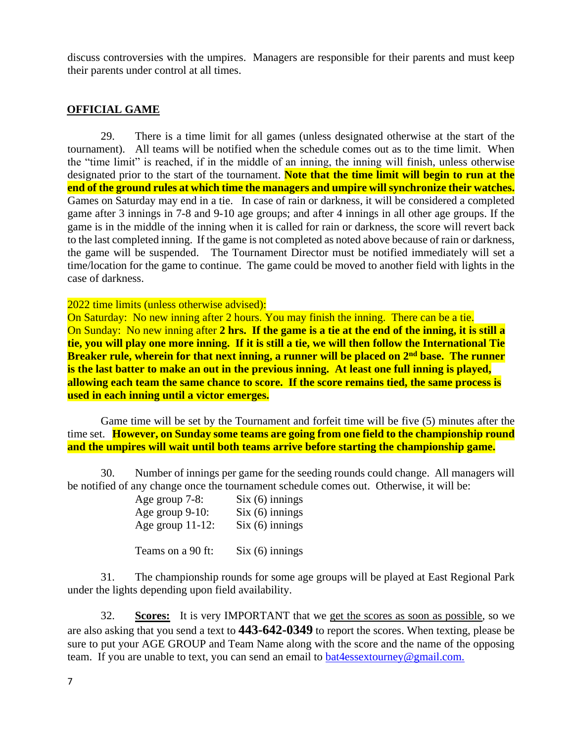discuss controversies with the umpires. Managers are responsible for their parents and must keep their parents under control at all times.

## OFFICIAL GAME

29. There is a time limit for all games (unless designated otherwise at the start of the tournament). All teams will be notified when the schedule comes out as to the time limit. When the "time limit" is reached, if in the middle of an inning, the inning will finish, unless otherwise designated prior to the start of the tournament. **Note that the time limit will begin to run at the end of the ground rules at which time the managers and umpire will synchronize their watches.** Games on Saturday may end in a tie. In case of rain or darkness, it will be considered a completed game after 3 innings in 7-8 and 9-10 age groups; and after 4 innings in all other age groups. If the game is in the middle of the inning when it is called for rain or darkness, the score will revert back to the last completed inning. If the game is not completed as noted above because of rain or darkness, the game will be suspended. The Tournament Director must be notified immediately will set a time/location for the game to continue. The game could be moved to another field with lights in the case of darkness.

2022 time limits (unless otherwise advised):
On Saturday: No new inning after 2 hours. You may finish the inning. There can be a tie.
On Sunday: No new inning after **2 hrs. If the game is a tie at the end of the inning, it is still a tie, you will play one more inning. If it is still a tie, we will then follow the International Tie Breaker rule, wherein for that next inning, a runner will be placed on 2nd base. The runner is the last batter to make an out in the previous inning. At least one full inning is played, allowing each team the same chance to score. If the score remains tied, the same process is used in each inning until a victor emerges.**

Game time will be set by the Tournament and forfeit time will be five (5) minutes after the time set. **However, on Sunday some teams are going from one field to the championship round and the umpires will wait until both teams arrive before starting the championship game.**

30. Number of innings per game for the seeding rounds could change. All managers will be notified of any change once the tournament schedule comes out. Otherwise, it will be:

Age group 7-8: Six (6) innings
Age group 9-10: Six (6) innings
Age group 11-12: Six (6) innings

Teams on a 90 ft: Six (6) innings

31. The championship rounds for some age groups will be played at East Regional Park under the lights depending upon field availability.

32. **Scores:** It is very IMPORTANT that we get the scores as soon as possible, so we are also asking that you send a text to **443-642-0349** to report the scores. When texting, please be sure to put your AGE GROUP and Team Name along with the score and the name of the opposing team. If you are unable to text, you can send an email to bat4essextourney@gmail.com.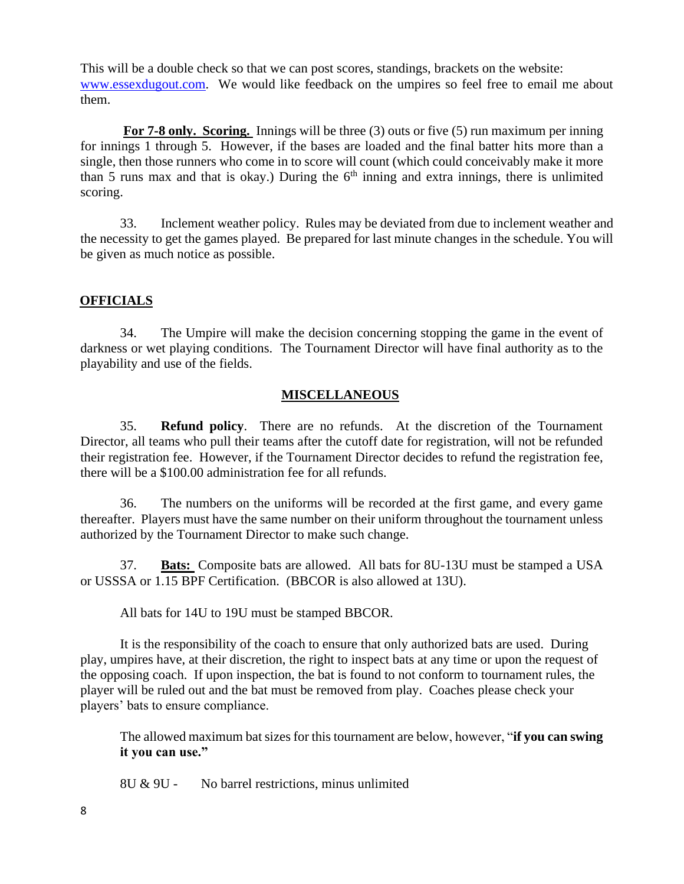This will be a double check so that we can post scores, standings, brackets on the website: www.essexdugout.com. We would like feedback on the umpires so feel free to email me about them.

**For 7-8 only. Scoring.** Innings will be three (3) outs or five (5) run maximum per inning for innings 1 through 5. However, if the bases are loaded and the final batter hits more than a single, then those runners who come in to score will count (which could conceivably make it more than 5 runs max and that is okay.) During the 6th inning and extra innings, there is unlimited scoring.

33. Inclement weather policy. Rules may be deviated from due to inclement weather and the necessity to get the games played. Be prepared for last minute changes in the schedule. You will be given as much notice as possible.

## OFFICIALS

34. The Umpire will make the decision concerning stopping the game in the event of darkness or wet playing conditions. The Tournament Director will have final authority as to the playability and use of the fields.

## MISCELLANEOUS

35. **Refund policy**. There are no refunds. At the discretion of the Tournament Director, all teams who pull their teams after the cutoff date for registration, will not be refunded their registration fee. However, if the Tournament Director decides to refund the registration fee, there will be a $100.00 administration fee for all refunds.

36. The numbers on the uniforms will be recorded at the first game, and every game thereafter. Players must have the same number on their uniform throughout the tournament unless authorized by the Tournament Director to make such change.

37. **Bats:** Composite bats are allowed. All bats for 8U-13U must be stamped a USA or USSSA or 1.15 BPF Certification. (BBCOR is also allowed at 13U).

All bats for 14U to 19U must be stamped BBCOR.

It is the responsibility of the coach to ensure that only authorized bats are used. During play, umpires have, at their discretion, the right to inspect bats at any time or upon the request of the opposing coach. If upon inspection, the bat is found to not conform to tournament rules, the player will be ruled out and the bat must be removed from play. Coaches please check your players' bats to ensure compliance.

The allowed maximum bat sizes for this tournament are below, however, "**if you can swing it you can use.**"

8U & 9U - No barrel restrictions, minus unlimited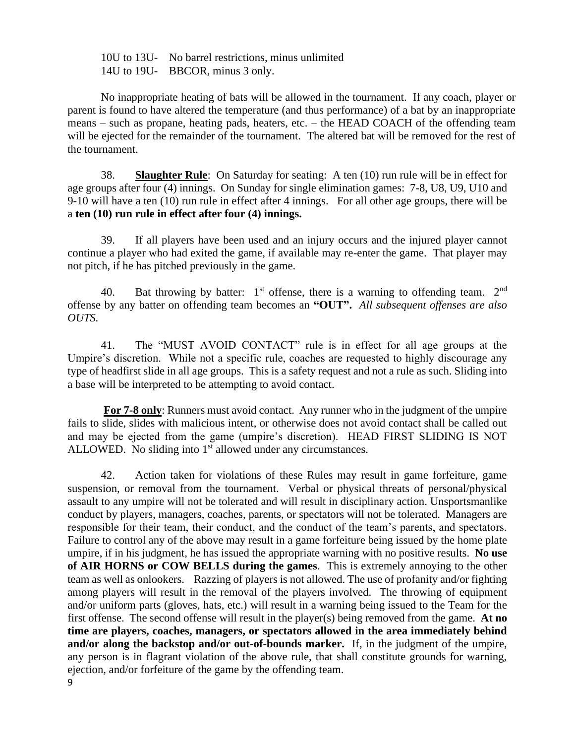10U to 13U- No barrel restrictions, minus unlimited
14U to 19U- BBCOR, minus 3 only.

No inappropriate heating of bats will be allowed in the tournament. If any coach, player or parent is found to have altered the temperature (and thus performance) of a bat by an inappropriate means – such as propane, heating pads, heaters, etc. – the HEAD COACH of the offending team will be ejected for the remainder of the tournament. The altered bat will be removed for the rest of the tournament.

38. **Slaughter Rule**: On Saturday for seating: A ten (10) run rule will be in effect for age groups after four (4) innings. On Sunday for single elimination games: 7-8, U8, U9, U10 and 9-10 will have a ten (10) run rule in effect after 4 innings. For all other age groups, there will be a **ten (10) run rule in effect after four (4) innings.**

39. If all players have been used and an injury occurs and the injured player cannot continue a player who had exited the game, if available may re-enter the game. That player may not pitch, if he has pitched previously in the game.

40. Bat throwing by batter: 1st offense, there is a warning to offending team. 2nd offense by any batter on offending team becomes an **"OUT".** *All subsequent offenses are also OUTS.*

41. The "MUST AVOID CONTACT" rule is in effect for all age groups at the Umpire's discretion. While not a specific rule, coaches are requested to highly discourage any type of headfirst slide in all age groups. This is a safety request and not a rule as such. Sliding into a base will be interpreted to be attempting to avoid contact.

**For 7-8 only**: Runners must avoid contact. Any runner who in the judgment of the umpire fails to slide, slides with malicious intent, or otherwise does not avoid contact shall be called out and may be ejected from the game (umpire's discretion). HEAD FIRST SLIDING IS NOT ALLOWED. No sliding into 1st allowed under any circumstances.

42. Action taken for violations of these Rules may result in game forfeiture, game suspension, or removal from the tournament. Verbal or physical threats of personal/physical assault to any umpire will not be tolerated and will result in disciplinary action. Unsportsmanlike conduct by players, managers, coaches, parents, or spectators will not be tolerated. Managers are responsible for their team, their conduct, and the conduct of the team's parents, and spectators. Failure to control any of the above may result in a game forfeiture being issued by the home plate umpire, if in his judgment, he has issued the appropriate warning with no positive results. **No use of AIR HORNS or COW BELLS during the games**. This is extremely annoying to the other team as well as onlookers. Razzing of players is not allowed. The use of profanity and/or fighting among players will result in the removal of the players involved. The throwing of equipment and/or uniform parts (gloves, hats, etc.) will result in a warning being issued to the Team for the first offense. The second offense will result in the player(s) being removed from the game. **At no time are players, coaches, managers, or spectators allowed in the area immediately behind and/or along the backstop and/or out-of-bounds marker.** If, in the judgment of the umpire, any person is in flagrant violation of the above rule, that shall constitute grounds for warning, ejection, and/or forfeiture of the game by the offending team.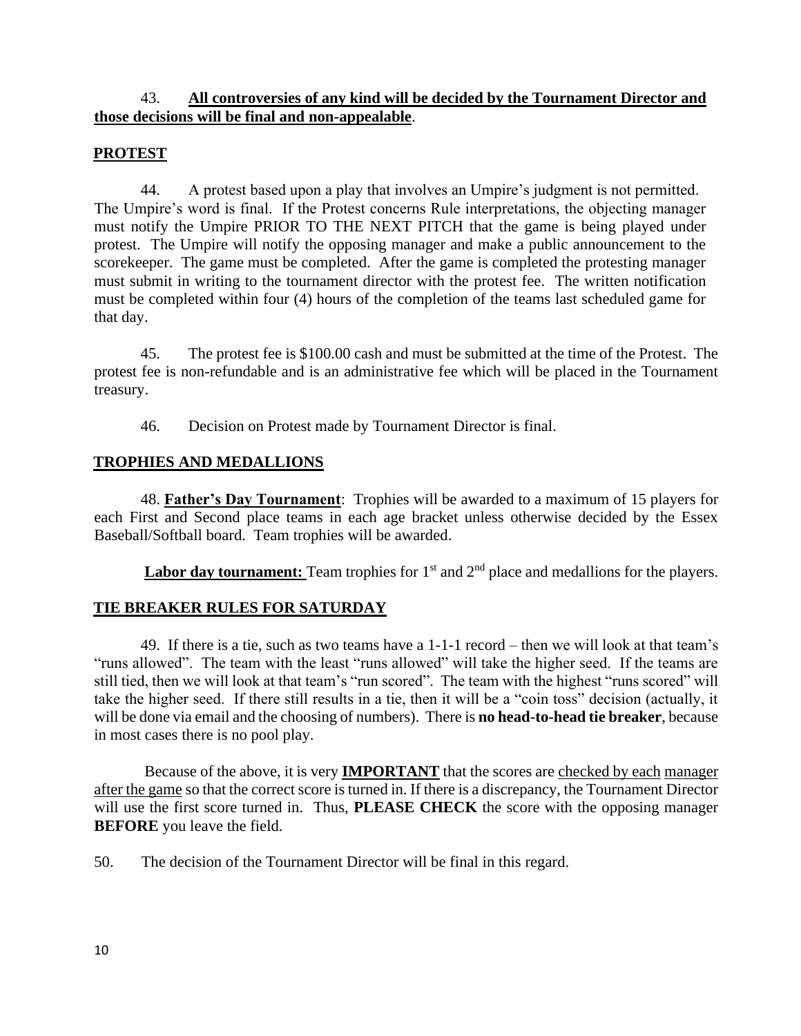43. **<u>All controversies of any kind will be decided by the Tournament Director and those decisions will be final and non-appealable</u>**.

## <u>PROTEST</u>

44. A protest based upon a play that involves an Umpire's judgment is not permitted. The Umpire's word is final. If the Protest concerns Rule interpretations, the objecting manager must notify the Umpire PRIOR TO THE NEXT PITCH that the game is being played under protest. The Umpire will notify the opposing manager and make a public announcement to the scorekeeper. The game must be completed. After the game is completed the protesting manager must submit in writing to the tournament director with the protest fee. The written notification must be completed within four (4) hours of the completion of the teams last scheduled game for that day.

45. The protest fee is $100.00 cash and must be submitted at the time of the Protest. The protest fee is non-refundable and is an administrative fee which will be placed in the Tournament treasury.

46. Decision on Protest made by Tournament Director is final.

## <u>TROPHIES AND MEDALLIONS</u>

48. **<u>Father's Day Tournament</u>**: Trophies will be awarded to a maximum of 15 players for each First and Second place teams in each age bracket unless otherwise decided by the Essex Baseball/Softball board. Team trophies will be awarded.

**<u>Labor day tournament:</u>** Team trophies for 1st and 2nd place and medallions for the players.

## <u>TIE BREAKER RULES FOR SATURDAY</u>

49. If there is a tie, such as two teams have a 1-1-1 record – then we will look at that team's "runs allowed". The team with the least "runs allowed" will take the higher seed. If the teams are still tied, then we will look at that team's "run scored". The team with the highest "runs scored" will take the higher seed. If there still results in a tie, then it will be a "coin toss" decision (actually, it will be done via email and the choosing of numbers). There is **no head-to-head tie breaker**, because in most cases there is no pool play.

Because of the above, it is very **<u>IMPORTANT</u>** that the scores are <u>checked by each manager after the game</u> so that the correct score is turned in. If there is a discrepancy, the Tournament Director will use the first score turned in. Thus, **PLEASE CHECK** the score with the opposing manager **BEFORE** you leave the field.

50. The decision of the Tournament Director will be final in this regard.